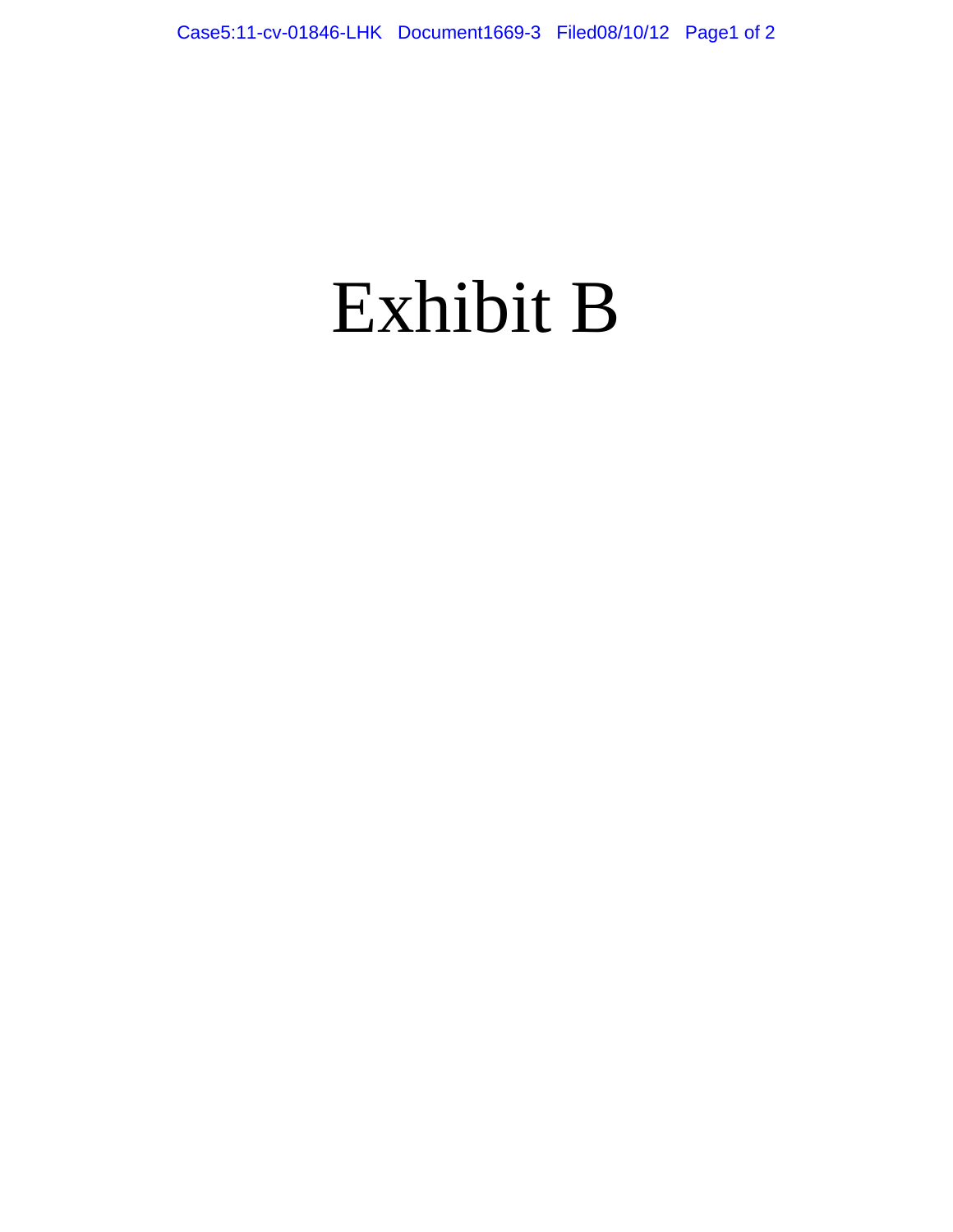# Exhibit B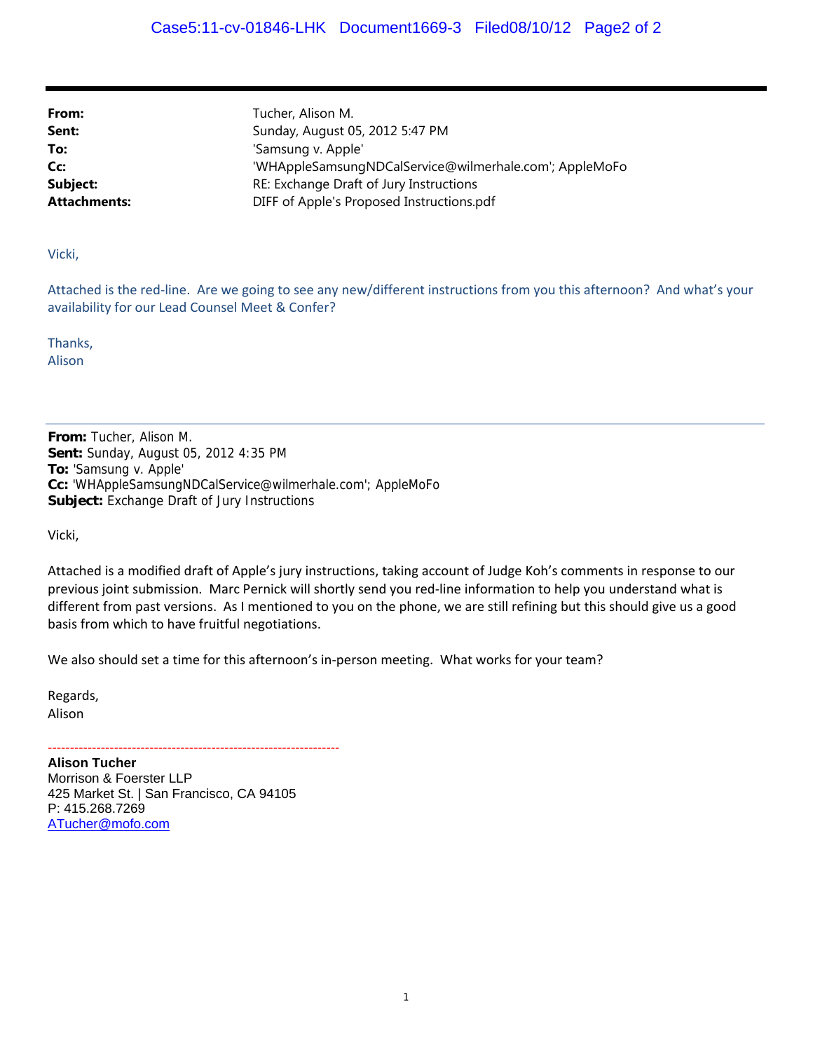| | |
|---|---|
| **From:** | Tucher, Alison M. |
| **Sent:** | Sunday, August 05, 2012 5:47 PM |
| **To:** | 'Samsung v. Apple' |
| **Cc:** | 'WHAppleSamsungNDCalService@wilmerhale.com'; AppleMoFo |
| **Subject:** | RE: Exchange Draft of Jury Instructions |
| **Attachments:** | DIFF of Apple's Proposed Instructions.pdf |

Vicki,

Attached is the red-line. Are we going to see any new/different instructions from you this afternoon? And what's your availability for our Lead Counsel Meet & Confer?

Thanks,
Alison

---

**From:** Tucher, Alison M.
**Sent:** Sunday, August 05, 2012 4:35 PM
**To:** 'Samsung v. Apple'
**Cc:** 'WHAppleSamsungNDCalService@wilmerhale.com'; AppleMoFo
**Subject:** Exchange Draft of Jury Instructions

Vicki,

Attached is a modified draft of Apple's jury instructions, taking account of Judge Koh's comments in response to our previous joint submission. Marc Pernick will shortly send you red-line information to help you understand what is different from past versions. As I mentioned to you on the phone, we are still refining but this should give us a good basis from which to have fruitful negotiations.

We also should set a time for this afternoon's in-person meeting. What works for your team?

Regards,
Alison

------------------------------------------------------------------

**Alison Tucher**
Morrison & Foerster LLP
425 Market St. | San Francisco, CA 94105
P: 415.268.7269
ATucher@mofo.com